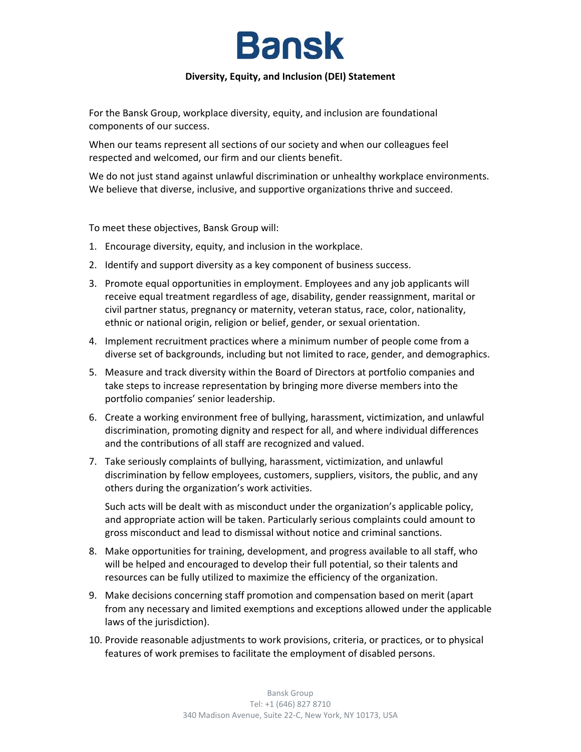# Bansk

## Diversity, Equity, and Inclusion (DEI) Statement

For the Bansk Group, workplace diversity, equity, and inclusion are foundational components of our success.

When our teams represent all sections of our society and when our colleagues feel respected and welcomed, our firm and our clients benefit.

We do not just stand against unlawful discrimination or unhealthy workplace environments. We believe that diverse, inclusive, and supportive organizations thrive and succeed.

To meet these objectives, Bansk Group will:

1. Encourage diversity, equity, and inclusion in the workplace.
2. Identify and support diversity as a key component of business success.
3. Promote equal opportunities in employment. Employees and any job applicants will receive equal treatment regardless of age, disability, gender reassignment, marital or civil partner status, pregnancy or maternity, veteran status, race, color, nationality, ethnic or national origin, religion or belief, gender, or sexual orientation.
4. Implement recruitment practices where a minimum number of people come from a diverse set of backgrounds, including but not limited to race, gender, and demographics.
5. Measure and track diversity within the Board of Directors at portfolio companies and take steps to increase representation by bringing more diverse members into the portfolio companies' senior leadership.
6. Create a working environment free of bullying, harassment, victimization, and unlawful discrimination, promoting dignity and respect for all, and where individual differences and the contributions of all staff are recognized and valued.
7. Take seriously complaints of bullying, harassment, victimization, and unlawful discrimination by fellow employees, customers, suppliers, visitors, the public, and any others during the organization's work activities.

   Such acts will be dealt with as misconduct under the organization's applicable policy, and appropriate action will be taken. Particularly serious complaints could amount to gross misconduct and lead to dismissal without notice and criminal sanctions.
8. Make opportunities for training, development, and progress available to all staff, who will be helped and encouraged to develop their full potential, so their talents and resources can be fully utilized to maximize the efficiency of the organization.
9. Make decisions concerning staff promotion and compensation based on merit (apart from any necessary and limited exemptions and exceptions allowed under the applicable laws of the jurisdiction).
10. Provide reasonable adjustments to work provisions, criteria, or practices, or to physical features of work premises to facilitate the employment of disabled persons.

Bansk Group
Tel: +1 (646) 827 8710
340 Madison Avenue, Suite 22-C, New York, NY 10173, USA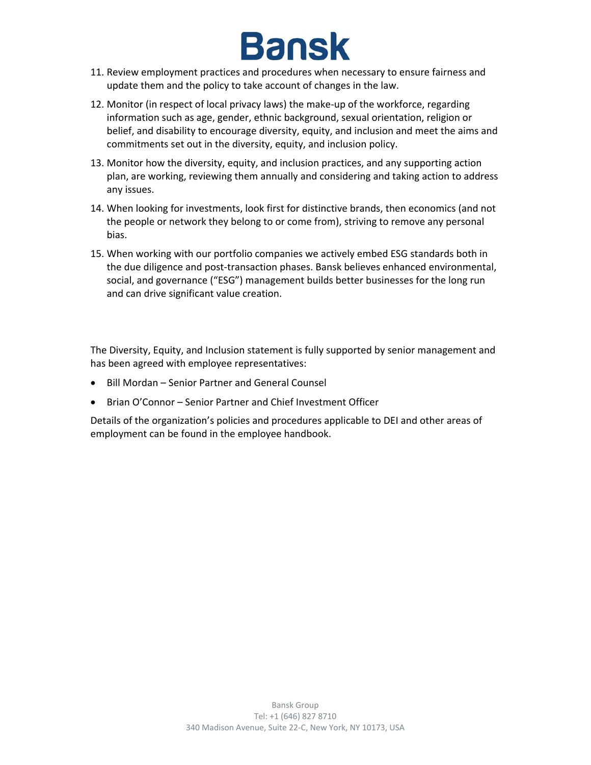11. Review employment practices and procedures when necessary to ensure fairness and update them and the policy to take account of changes in the law.
12. Monitor (in respect of local privacy laws) the make-up of the workforce, regarding information such as age, gender, ethnic background, sexual orientation, religion or belief, and disability to encourage diversity, equity, and inclusion and meet the aims and commitments set out in the diversity, equity, and inclusion policy.
13. Monitor how the diversity, equity, and inclusion practices, and any supporting action plan, are working, reviewing them annually and considering and taking action to address any issues.
14. When looking for investments, look first for distinctive brands, then economics (and not the people or network they belong to or come from), striving to remove any personal bias.
15. When working with our portfolio companies we actively embed ESG standards both in the due diligence and post-transaction phases. Bansk believes enhanced environmental, social, and governance ("ESG") management builds better businesses for the long run and can drive significant value creation.

The Diversity, Equity, and Inclusion statement is fully supported by senior management and has been agreed with employee representatives:

- Bill Mordan – Senior Partner and General Counsel
- Brian O'Connor – Senior Partner and Chief Investment Officer

Details of the organization's policies and procedures applicable to DEI and other areas of employment can be found in the employee handbook.